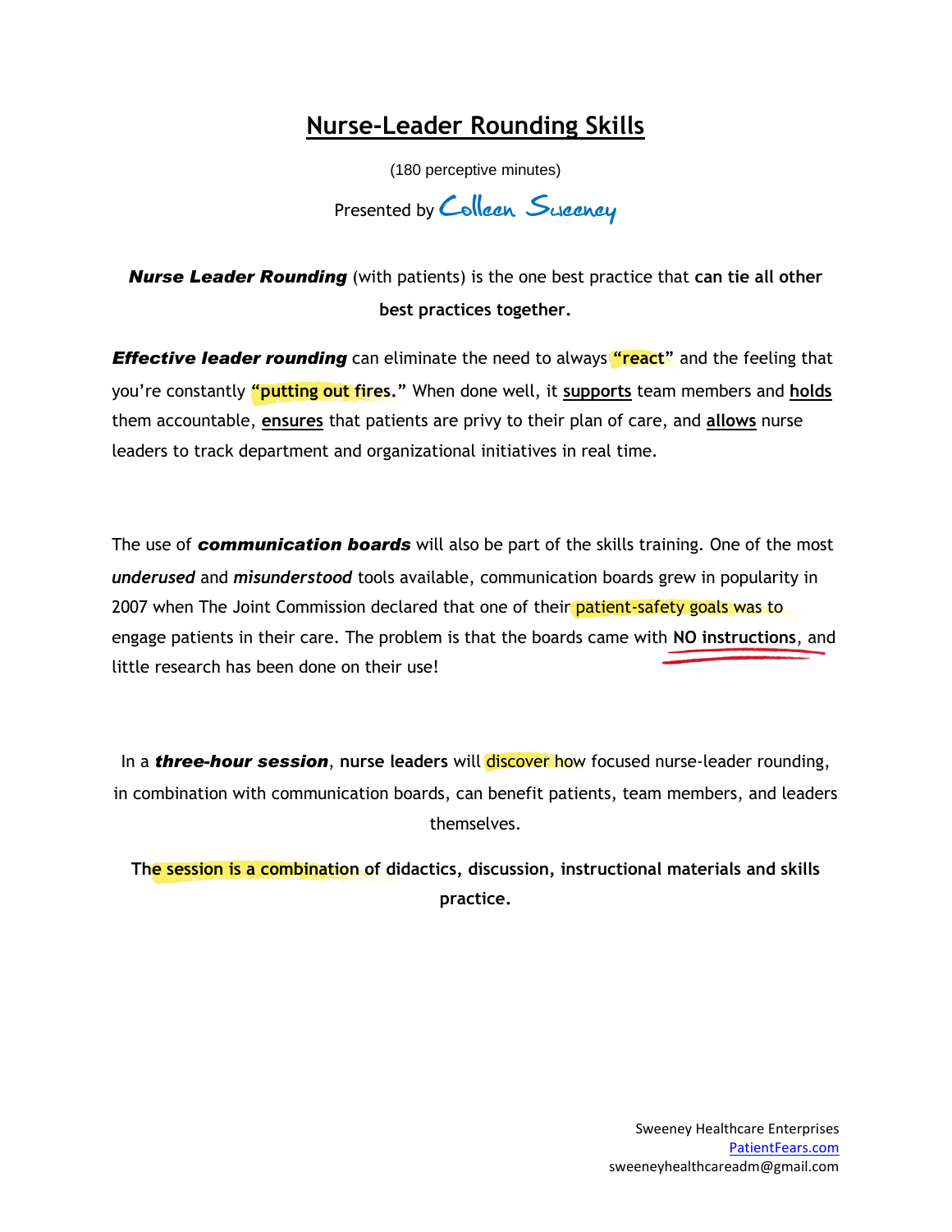# Nurse-Leader Rounding Skills

(180 perceptive minutes)

Presented by Colleen Sweeney

***Nurse Leader Rounding*** (with patients) is the one best practice that **can tie all other best practices together.**

***Effective leader rounding*** can eliminate the need to always **"react"** and the feeling that you're constantly **"putting out fires."** When done well, it **supports** team members and **holds** them accountable, **ensures** that patients are privy to their plan of care, and **allows** nurse leaders to track department and organizational initiatives in real time.

The use of ***communication boards*** will also be part of the skills training. One of the most *underused* and *misunderstood* tools available, communication boards grew in popularity in 2007 when The Joint Commission declared that one of their patient-safety goals was to engage patients in their care. The problem is that the boards came with **NO instructions**, and little research has been done on their use!

In a ***three-hour session***, **nurse leaders** will discover how focused nurse-leader rounding, in combination with communication boards, can benefit patients, team members, and leaders themselves.

**The session is a combination of didactics, discussion, instructional materials and skills practice.**

Sweeney Healthcare Enterprises
PatientFears.com
sweeneyhealthcareadm@gmail.com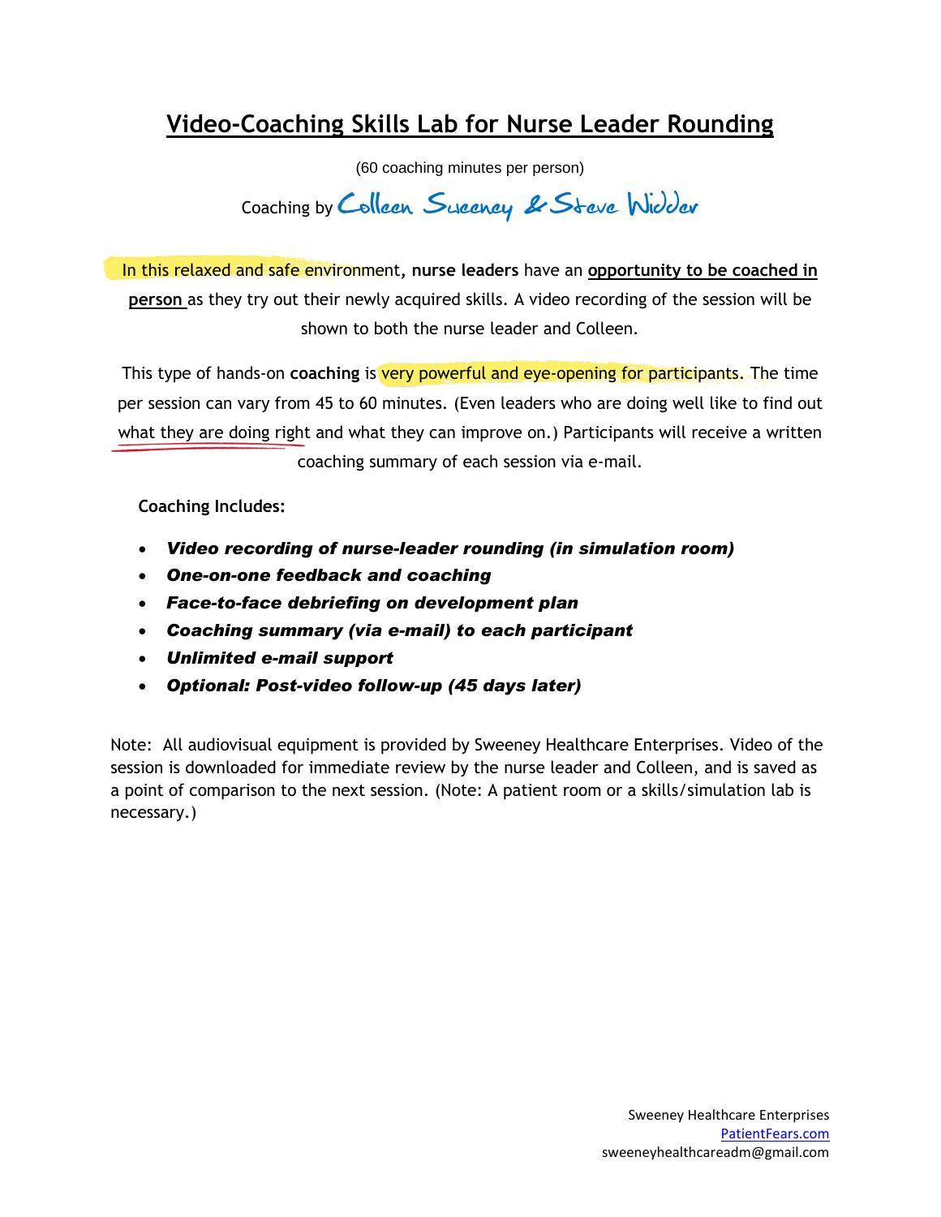# Video-Coaching Skills Lab for Nurse Leader Rounding

(60 coaching minutes per person)

Coaching by Colleen Sweeney & Steve Widder

In this relaxed and safe environment, **nurse leaders** have an **opportunity to be coached in person** as they try out their newly acquired skills. A video recording of the session will be shown to both the nurse leader and Colleen.

This type of hands-on **coaching** is very powerful and eye-opening for participants. The time per session can vary from 45 to 60 minutes. (Even leaders who are doing well like to find out what they are doing right and what they can improve on.) Participants will receive a written coaching summary of each session via e-mail.

**Coaching Includes:**

- ***Video recording of nurse-leader rounding (in simulation room)***
- ***One-on-one feedback and coaching***
- ***Face-to-face debriefing on development plan***
- ***Coaching summary (via e-mail) to each participant***
- ***Unlimited e-mail support***
- ***Optional: Post-video follow-up (45 days later)***

Note: All audiovisual equipment is provided by Sweeney Healthcare Enterprises. Video of the session is downloaded for immediate review by the nurse leader and Colleen, and is saved as a point of comparison to the next session. (Note: A patient room or a skills/simulation lab is necessary.)

Sweeney Healthcare Enterprises
PatientFears.com
sweeneyhealthcareadm@gmail.com